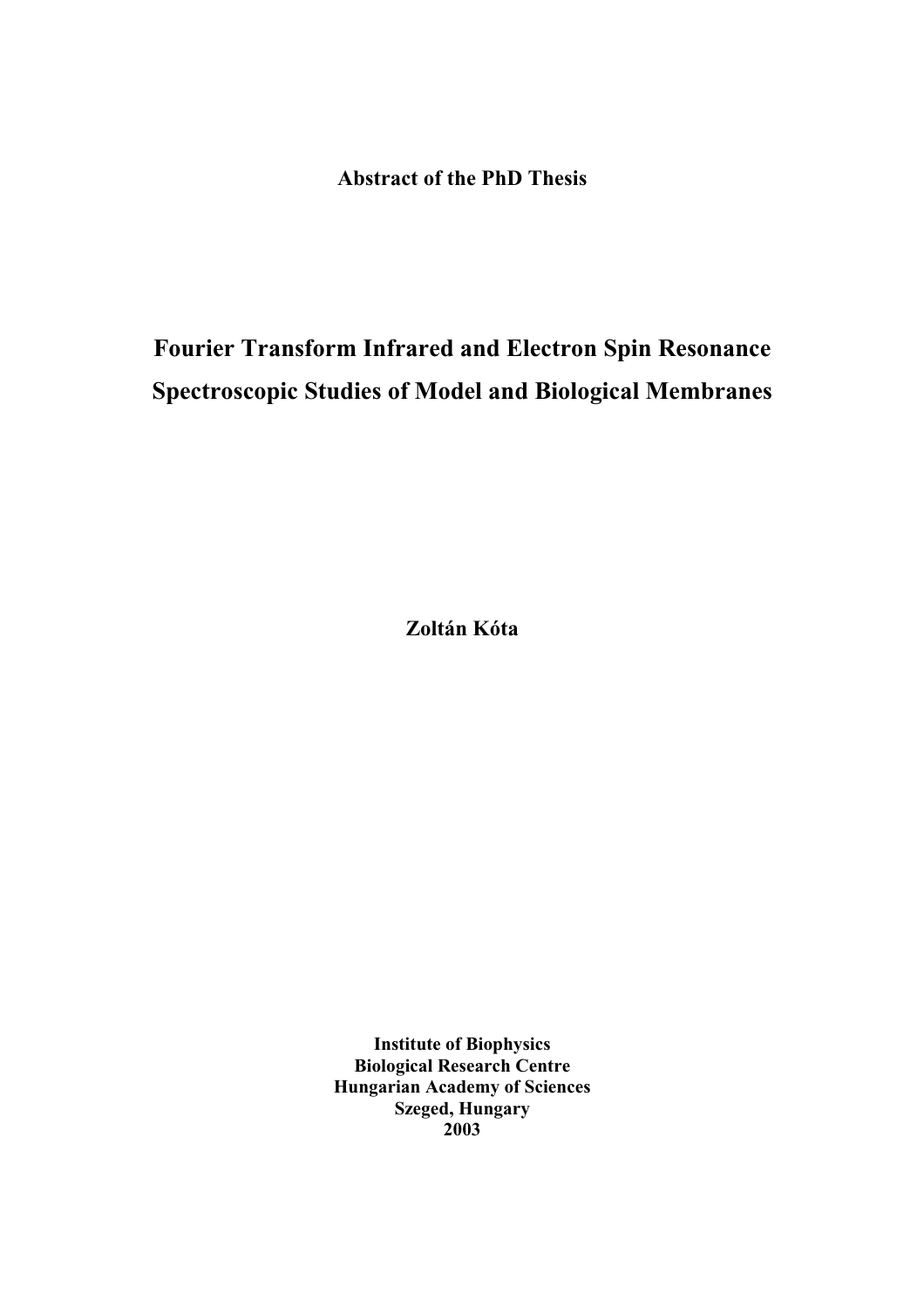**Abstract of the PhD Thesis**

# Fourier Transform Infrared and Electron Spin Resonance Spectroscopic Studies of Model and Biological Membranes

**Zoltán Kóta**

**Institute of Biophysics**
**Biological Research Centre**
**Hungarian Academy of Sciences**
**Szeged, Hungary**
**2003**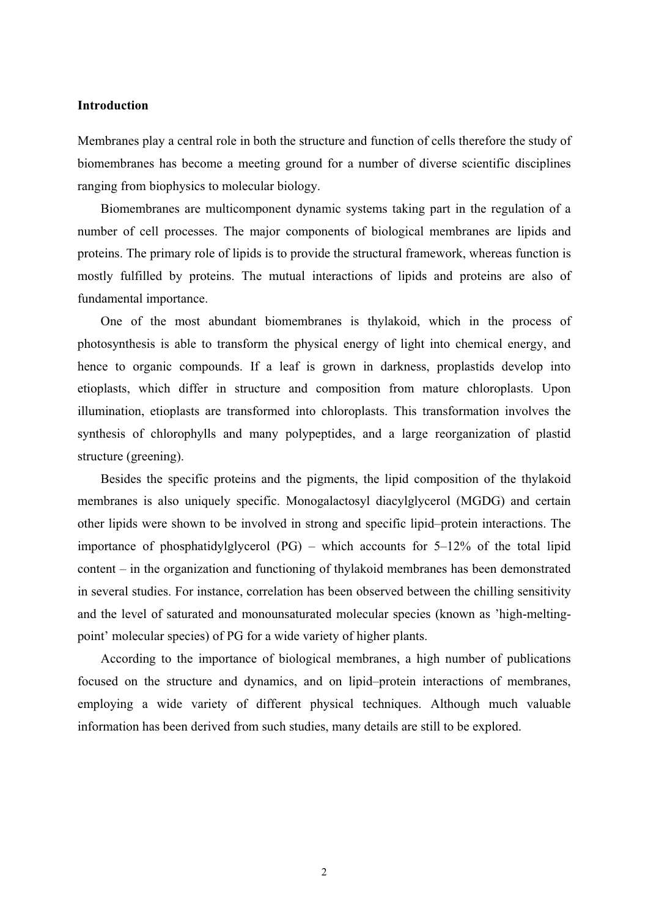**Introduction**

Membranes play a central role in both the structure and function of cells therefore the study of biomembranes has become a meeting ground for a number of diverse scientific disciplines ranging from biophysics to molecular biology.

Biomembranes are multicomponent dynamic systems taking part in the regulation of a number of cell processes. The major components of biological membranes are lipids and proteins. The primary role of lipids is to provide the structural framework, whereas function is mostly fulfilled by proteins. The mutual interactions of lipids and proteins are also of fundamental importance.

One of the most abundant biomembranes is thylakoid, which in the process of photosynthesis is able to transform the physical energy of light into chemical energy, and hence to organic compounds. If a leaf is grown in darkness, proplastids develop into etioplasts, which differ in structure and composition from mature chloroplasts. Upon illumination, etioplasts are transformed into chloroplasts. This transformation involves the synthesis of chlorophylls and many polypeptides, and a large reorganization of plastid structure (greening).

Besides the specific proteins and the pigments, the lipid composition of the thylakoid membranes is also uniquely specific. Monogalactosyl diacylglycerol (MGDG) and certain other lipids were shown to be involved in strong and specific lipid–protein interactions. The importance of phosphatidylglycerol (PG) – which accounts for 5–12% of the total lipid content – in the organization and functioning of thylakoid membranes has been demonstrated in several studies. For instance, correlation has been observed between the chilling sensitivity and the level of saturated and monounsaturated molecular species (known as 'high-melting-point' molecular species) of PG for a wide variety of higher plants.

According to the importance of biological membranes, a high number of publications focused on the structure and dynamics, and on lipid–protein interactions of membranes, employing a wide variety of different physical techniques. Although much valuable information has been derived from such studies, many details are still to be explored.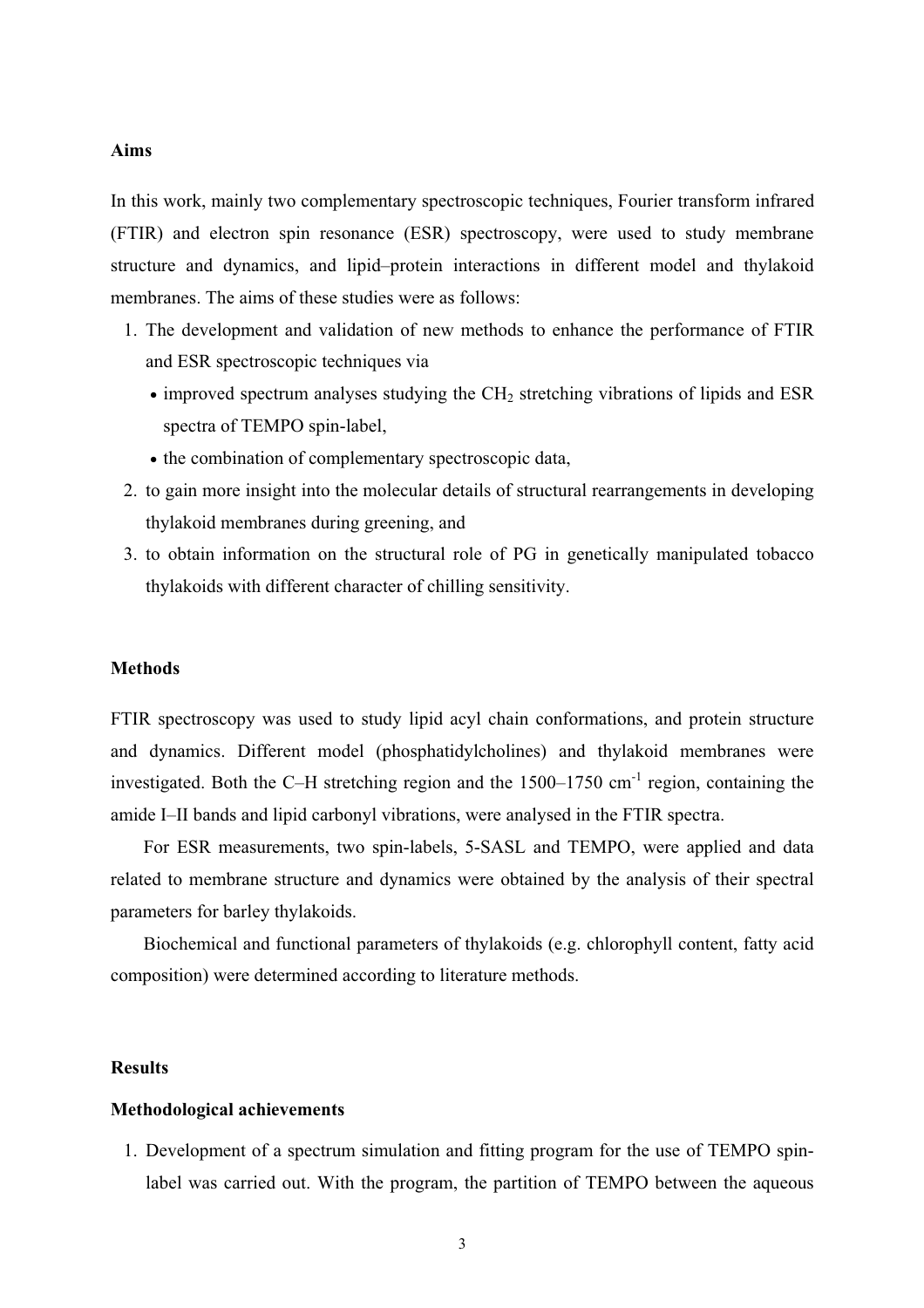**Aims**

In this work, mainly two complementary spectroscopic techniques, Fourier transform infrared (FTIR) and electron spin resonance (ESR) spectroscopy, were used to study membrane structure and dynamics, and lipid–protein interactions in different model and thylakoid membranes. The aims of these studies were as follows:

1. The development and validation of new methods to enhance the performance of FTIR and ESR spectroscopic techniques via
   - improved spectrum analyses studying the $CH_2$ stretching vibrations of lipids and ESR spectra of TEMPO spin-label,
   - the combination of complementary spectroscopic data,
2. to gain more insight into the molecular details of structural rearrangements in developing thylakoid membranes during greening, and
3. to obtain information on the structural role of PG in genetically manipulated tobacco thylakoids with different character of chilling sensitivity.

**Methods**

FTIR spectroscopy was used to study lipid acyl chain conformations, and protein structure and dynamics. Different model (phosphatidylcholines) and thylakoid membranes were investigated. Both the C–H stretching region and the 1500–1750 $cm^{-1}$ region, containing the amide I–II bands and lipid carbonyl vibrations, were analysed in the FTIR spectra.

For ESR measurements, two spin-labels, 5-SASL and TEMPO, were applied and data related to membrane structure and dynamics were obtained by the analysis of their spectral parameters for barley thylakoids.

Biochemical and functional parameters of thylakoids (e.g. chlorophyll content, fatty acid composition) were determined according to literature methods.

**Results**

**Methodological achievements**

1. Development of a spectrum simulation and fitting program for the use of TEMPO spin-label was carried out. With the program, the partition of TEMPO between the aqueous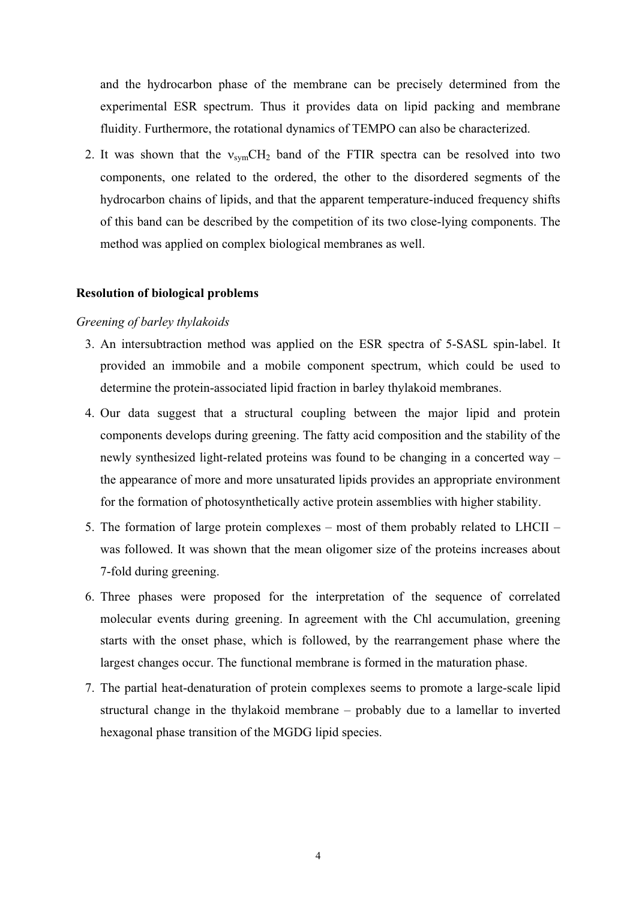and the hydrocarbon phase of the membrane can be precisely determined from the experimental ESR spectrum. Thus it provides data on lipid packing and membrane fluidity. Furthermore, the rotational dynamics of TEMPO can also be characterized.

2. It was shown that the $\nu_{sym}CH_2$ band of the FTIR spectra can be resolved into two components, one related to the ordered, the other to the disordered segments of the hydrocarbon chains of lipids, and that the apparent temperature-induced frequency shifts of this band can be described by the competition of its two close-lying components. The method was applied on complex biological membranes as well.

**Resolution of biological problems**

*Greening of barley thylakoids*

3. An intersubtraction method was applied on the ESR spectra of 5-SASL spin-label. It provided an immobile and a mobile component spectrum, which could be used to determine the protein-associated lipid fraction in barley thylakoid membranes.
4. Our data suggest that a structural coupling between the major lipid and protein components develops during greening. The fatty acid composition and the stability of the newly synthesized light-related proteins was found to be changing in a concerted way – the appearance of more and more unsaturated lipids provides an appropriate environment for the formation of photosynthetically active protein assemblies with higher stability.
5. The formation of large protein complexes – most of them probably related to LHCII – was followed. It was shown that the mean oligomer size of the proteins increases about 7-fold during greening.
6. Three phases were proposed for the interpretation of the sequence of correlated molecular events during greening. In agreement with the Chl accumulation, greening starts with the onset phase, which is followed, by the rearrangement phase where the largest changes occur. The functional membrane is formed in the maturation phase.
7. The partial heat-denaturation of protein complexes seems to promote a large-scale lipid structural change in the thylakoid membrane – probably due to a lamellar to inverted hexagonal phase transition of the MGDG lipid species.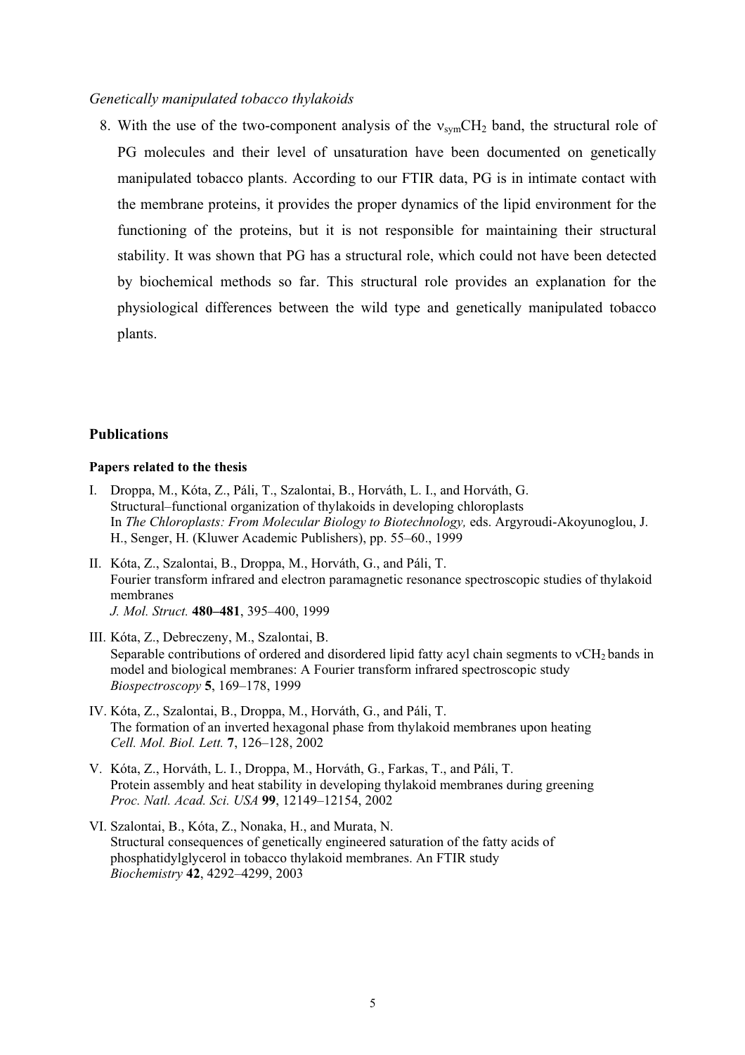*Genetically manipulated tobacco thylakoids*

8. With the use of the two-component analysis of the $\nu_{sym}CH_2$ band, the structural role of PG molecules and their level of unsaturation have been documented on genetically manipulated tobacco plants. According to our FTIR data, PG is in intimate contact with the membrane proteins, it provides the proper dynamics of the lipid environment for the functioning of the proteins, but it is not responsible for maintaining their structural stability. It was shown that PG has a structural role, which could not have been detected by biochemical methods so far. This structural role provides an explanation for the physiological differences between the wild type and genetically manipulated tobacco plants.

## Publications

### Papers related to the thesis

I. Droppa, M., Kóta, Z., Páli, T., Szalontai, B., Horváth, L. I., and Horváth, G.
Structural–functional organization of thylakoids in developing chloroplasts
In *The Chloroplasts: From Molecular Biology to Biotechnology,* eds. Argyroudi-Akoyunoglou, J. H., Senger, H. (Kluwer Academic Publishers), pp. 55–60., 1999

II. Kóta, Z., Szalontai, B., Droppa, M., Horváth, G., and Páli, T.
Fourier transform infrared and electron paramagnetic resonance spectroscopic studies of thylakoid membranes
*J. Mol. Struct.* **480–481**, 395–400, 1999

III. Kóta, Z., Debreczeny, M., Szalontai, B.
Separable contributions of ordered and disordered lipid fatty acyl chain segments to $\nu CH_2$ bands in model and biological membranes: A Fourier transform infrared spectroscopic study
*Biospectroscopy* **5**, 169–178, 1999

IV. Kóta, Z., Szalontai, B., Droppa, M., Horváth, G., and Páli, T.
The formation of an inverted hexagonal phase from thylakoid membranes upon heating
*Cell. Mol. Biol. Lett.* **7**, 126–128, 2002

V. Kóta, Z., Horváth, L. I., Droppa, M., Horváth, G., Farkas, T., and Páli, T.
Protein assembly and heat stability in developing thylakoid membranes during greening
*Proc. Natl. Acad. Sci. USA* **99**, 12149–12154, 2002

VI. Szalontai, B., Kóta, Z., Nonaka, H., and Murata, N.
Structural consequences of genetically engineered saturation of the fatty acids of phosphatidylglycerol in tobacco thylakoid membranes. An FTIR study
*Biochemistry* **42**, 4292–4299, 2003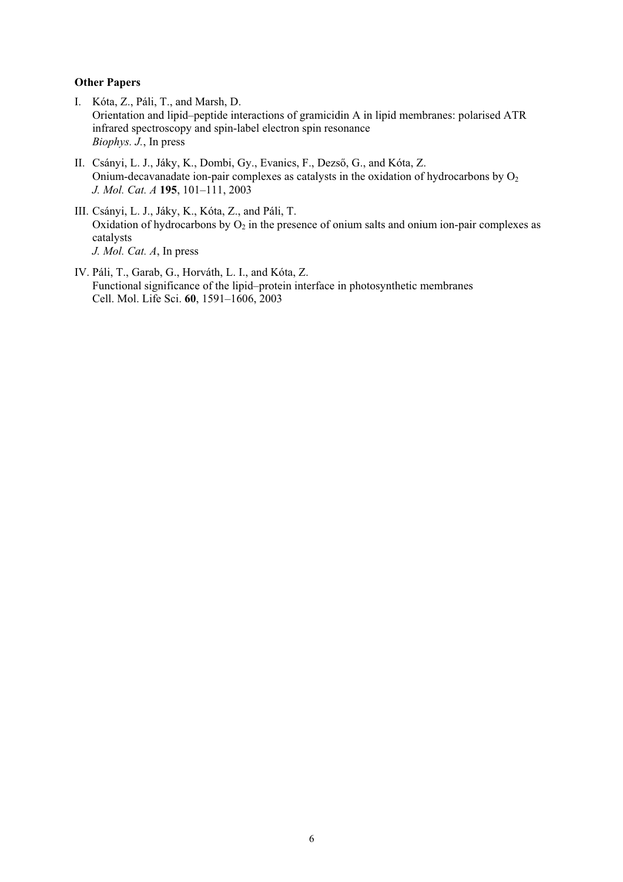**Other Papers**

I. Kóta, Z., Páli, T., and Marsh, D.
Orientation and lipid–peptide interactions of gramicidin A in lipid membranes: polarised ATR infrared spectroscopy and spin-label electron spin resonance
*Biophys. J.*, In press

II. Csányi, L. J., Jáky, K., Dombi, Gy., Evanics, F., Dezső, G., and Kóta, Z.
Onium-decavanadate ion-pair complexes as catalysts in the oxidation of hydrocarbons by $O_2$
*J. Mol. Cat. A* **195**, 101–111, 2003

III. Csányi, L. J., Jáky, K., Kóta, Z., and Páli, T.
Oxidation of hydrocarbons by $O_2$ in the presence of onium salts and onium ion-pair complexes as catalysts
*J. Mol. Cat. A*, In press

IV. Páli, T., Garab, G., Horváth, L. I., and Kóta, Z.
Functional significance of the lipid–protein interface in photosynthetic membranes
Cell. Mol. Life Sci. **60**, 1591–1606, 2003